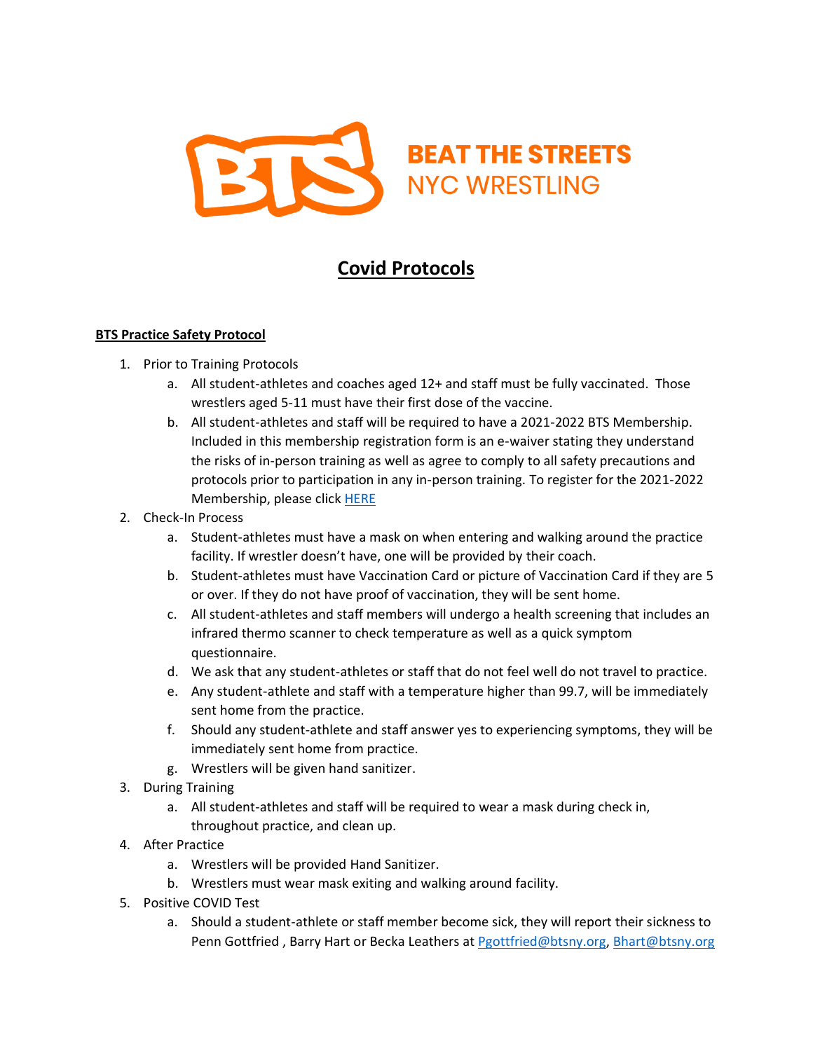BEAT THE STREETS
NYC WRESTLING

# Covid Protocols

**BTS Practice Safety Protocol**

1. Prior to Training Protocols
   a. All student-athletes and coaches aged 12+ and staff must be fully vaccinated. Those wrestlers aged 5-11 must have their first dose of the vaccine.
   b. All student-athletes and staff will be required to have a 2021-2022 BTS Membership. Included in this membership registration form is an e-waiver stating they understand the risks of in-person training as well as agree to comply to all safety precautions and protocols prior to participation in any in-person training. To register for the 2021-2022 Membership, please click HERE
2. Check-In Process
   a. Student-athletes must have a mask on when entering and walking around the practice facility. If wrestler doesn't have, one will be provided by their coach.
   b. Student-athletes must have Vaccination Card or picture of Vaccination Card if they are 5 or over. If they do not have proof of vaccination, they will be sent home.
   c. All student-athletes and staff members will undergo a health screening that includes an infrared thermo scanner to check temperature as well as a quick symptom questionnaire.
   d. We ask that any student-athletes or staff that do not feel well do not travel to practice.
   e. Any student-athlete and staff with a temperature higher than 99.7, will be immediately sent home from the practice.
   f. Should any student-athlete and staff answer yes to experiencing symptoms, they will be immediately sent home from practice.
   g. Wrestlers will be given hand sanitizer.
3. During Training
   a. All student-athletes and staff will be required to wear a mask during check in, throughout practice, and clean up.
4. After Practice
   a. Wrestlers will be provided Hand Sanitizer.
   b. Wrestlers must wear mask exiting and walking around facility.
5. Positive COVID Test
   a. Should a student-athlete or staff member become sick, they will report their sickness to Penn Gottfried , Barry Hart or Becka Leathers at Pgottfried@btsny.org, Bhart@btsny.org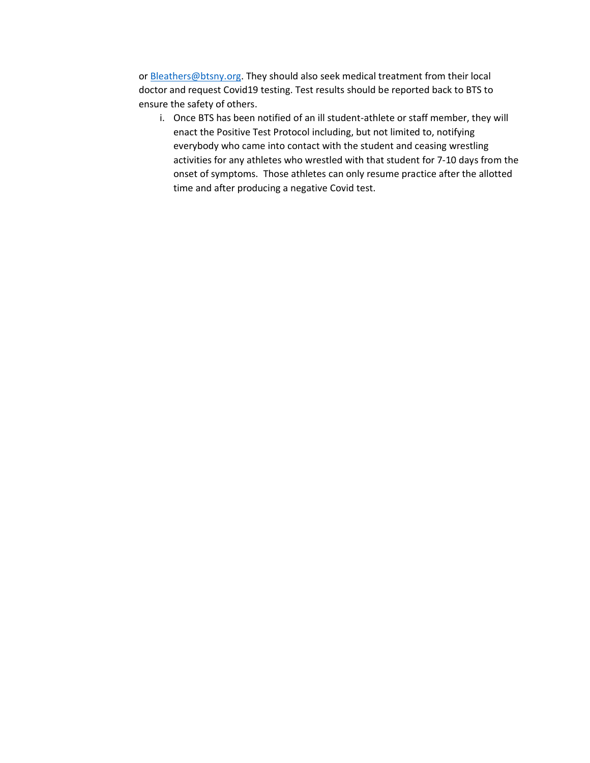or [Bleathers@btsny.org](mailto:Bleathers@btsny.org). They should also seek medical treatment from their local doctor and request Covid19 testing. Test results should be reported back to BTS to ensure the safety of others.

i. Once BTS has been notified of an ill student-athlete or staff member, they will enact the Positive Test Protocol including, but not limited to, notifying everybody who came into contact with the student and ceasing wrestling activities for any athletes who wrestled with that student for 7-10 days from the onset of symptoms. Those athletes can only resume practice after the allotted time and after producing a negative Covid test.